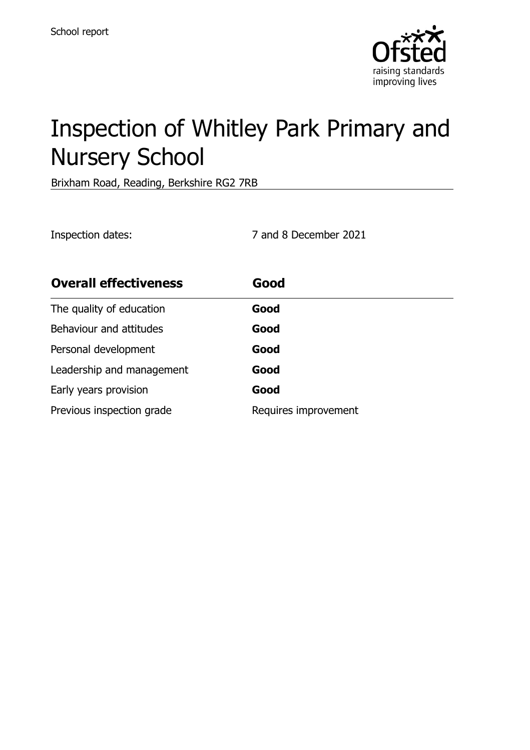School report

# Inspection of Whitley Park Primary and Nursery School

Brixham Road, Reading, Berkshire RG2 7RB

Inspection dates: 7 and 8 December 2021

| **Overall effectiveness** | **Good** |
| --- | --- |
| The quality of education | **Good** |
| Behaviour and attitudes | **Good** |
| Personal development | **Good** |
| Leadership and management | **Good** |
| Early years provision | **Good** |
| Previous inspection grade | Requires improvement |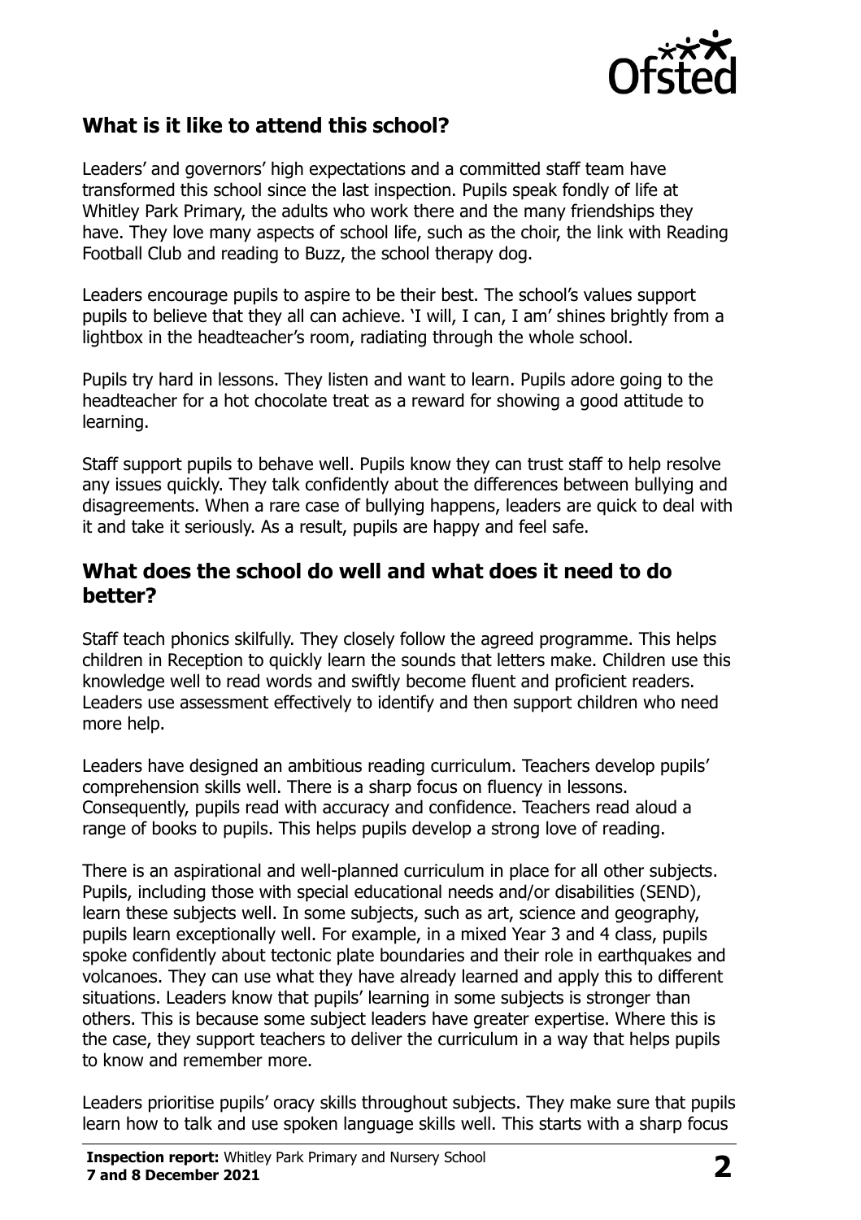## What is it like to attend this school?

Leaders' and governors' high expectations and a committed staff team have transformed this school since the last inspection. Pupils speak fondly of life at Whitley Park Primary, the adults who work there and the many friendships they have. They love many aspects of school life, such as the choir, the link with Reading Football Club and reading to Buzz, the school therapy dog.

Leaders encourage pupils to aspire to be their best. The school's values support pupils to believe that they all can achieve. 'I will, I can, I am' shines brightly from a lightbox in the headteacher's room, radiating through the whole school.

Pupils try hard in lessons. They listen and want to learn. Pupils adore going to the headteacher for a hot chocolate treat as a reward for showing a good attitude to learning.

Staff support pupils to behave well. Pupils know they can trust staff to help resolve any issues quickly. They talk confidently about the differences between bullying and disagreements. When a rare case of bullying happens, leaders are quick to deal with it and take it seriously. As a result, pupils are happy and feel safe.

## What does the school do well and what does it need to do better?

Staff teach phonics skilfully. They closely follow the agreed programme. This helps children in Reception to quickly learn the sounds that letters make. Children use this knowledge well to read words and swiftly become fluent and proficient readers. Leaders use assessment effectively to identify and then support children who need more help.

Leaders have designed an ambitious reading curriculum. Teachers develop pupils' comprehension skills well. There is a sharp focus on fluency in lessons. Consequently, pupils read with accuracy and confidence. Teachers read aloud a range of books to pupils. This helps pupils develop a strong love of reading.

There is an aspirational and well-planned curriculum in place for all other subjects. Pupils, including those with special educational needs and/or disabilities (SEND), learn these subjects well. In some subjects, such as art, science and geography, pupils learn exceptionally well. For example, in a mixed Year 3 and 4 class, pupils spoke confidently about tectonic plate boundaries and their role in earthquakes and volcanoes. They can use what they have already learned and apply this to different situations. Leaders know that pupils' learning in some subjects is stronger than others. This is because some subject leaders have greater expertise. Where this is the case, they support teachers to deliver the curriculum in a way that helps pupils to know and remember more.

Leaders prioritise pupils' oracy skills throughout subjects. They make sure that pupils learn how to talk and use spoken language skills well. This starts with a sharp focus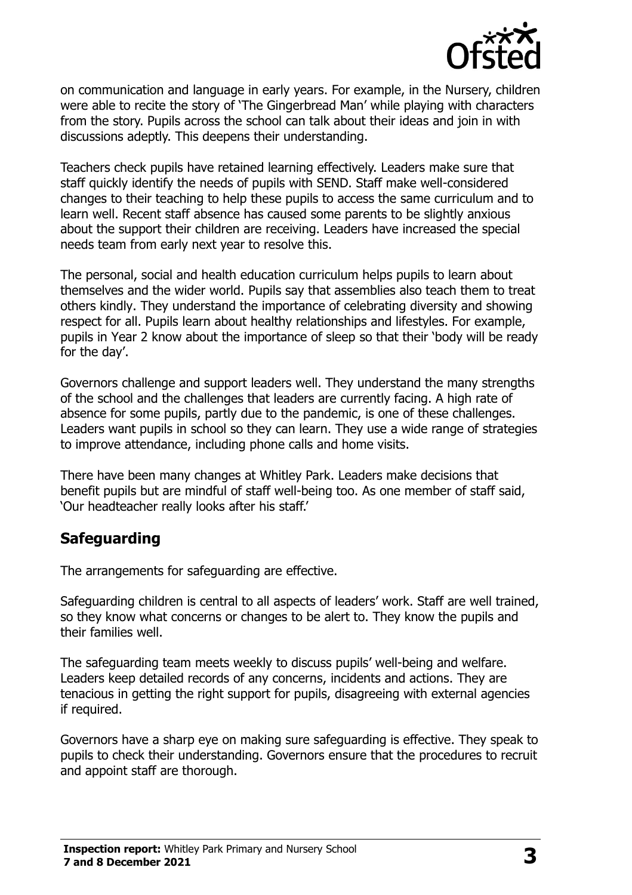on communication and language in early years. For example, in the Nursery, children were able to recite the story of 'The Gingerbread Man' while playing with characters from the story. Pupils across the school can talk about their ideas and join in with discussions adeptly. This deepens their understanding.

Teachers check pupils have retained learning effectively. Leaders make sure that staff quickly identify the needs of pupils with SEND. Staff make well-considered changes to their teaching to help these pupils to access the same curriculum and to learn well. Recent staff absence has caused some parents to be slightly anxious about the support their children are receiving. Leaders have increased the special needs team from early next year to resolve this.

The personal, social and health education curriculum helps pupils to learn about themselves and the wider world. Pupils say that assemblies also teach them to treat others kindly. They understand the importance of celebrating diversity and showing respect for all. Pupils learn about healthy relationships and lifestyles. For example, pupils in Year 2 know about the importance of sleep so that their 'body will be ready for the day'.

Governors challenge and support leaders well. They understand the many strengths of the school and the challenges that leaders are currently facing. A high rate of absence for some pupils, partly due to the pandemic, is one of these challenges. Leaders want pupils in school so they can learn. They use a wide range of strategies to improve attendance, including phone calls and home visits.

There have been many changes at Whitley Park. Leaders make decisions that benefit pupils but are mindful of staff well-being too. As one member of staff said, 'Our headteacher really looks after his staff.'

## Safeguarding

The arrangements for safeguarding are effective.

Safeguarding children is central to all aspects of leaders' work. Staff are well trained, so they know what concerns or changes to be alert to. They know the pupils and their families well.

The safeguarding team meets weekly to discuss pupils' well-being and welfare. Leaders keep detailed records of any concerns, incidents and actions. They are tenacious in getting the right support for pupils, disagreeing with external agencies if required.

Governors have a sharp eye on making sure safeguarding is effective. They speak to pupils to check their understanding. Governors ensure that the procedures to recruit and appoint staff are thorough.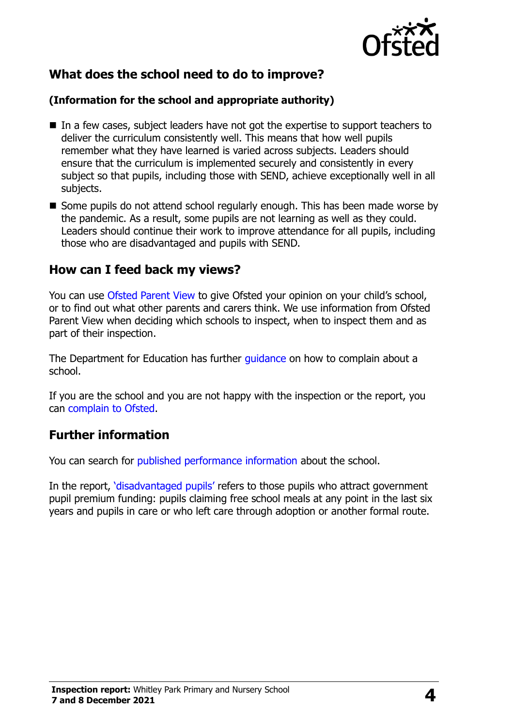## What does the school need to do to improve?

**(Information for the school and appropriate authority)**

- In a few cases, subject leaders have not got the expertise to support teachers to deliver the curriculum consistently well. This means that how well pupils remember what they have learned is varied across subjects. Leaders should ensure that the curriculum is implemented securely and consistently in every subject so that pupils, including those with SEND, achieve exceptionally well in all subjects.
- Some pupils do not attend school regularly enough. This has been made worse by the pandemic. As a result, some pupils are not learning as well as they could. Leaders should continue their work to improve attendance for all pupils, including those who are disadvantaged and pupils with SEND.

## How can I feed back my views?

You can use Ofsted Parent View to give Ofsted your opinion on your child's school, or to find out what other parents and carers think. We use information from Ofsted Parent View when deciding which schools to inspect, when to inspect them and as part of their inspection.

The Department for Education has further guidance on how to complain about a school.

If you are the school and you are not happy with the inspection or the report, you can complain to Ofsted.

## Further information

You can search for published performance information about the school.

In the report, 'disadvantaged pupils' refers to those pupils who attract government pupil premium funding: pupils claiming free school meals at any point in the last six years and pupils in care or who left care through adoption or another formal route.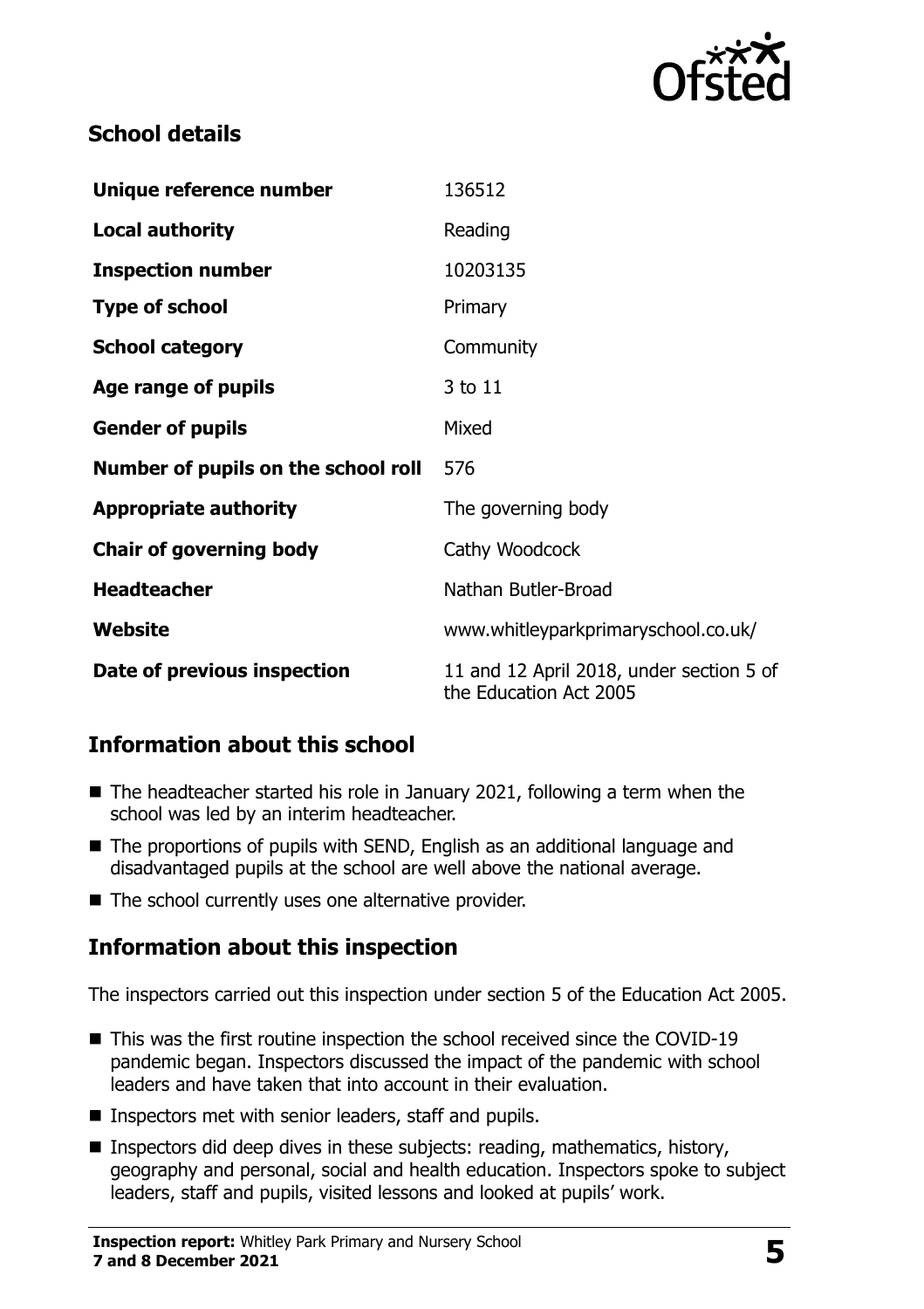## School details

| | |
|---|---|
| **Unique reference number** | 136512 |
| **Local authority** | Reading |
| **Inspection number** | 10203135 |
| **Type of school** | Primary |
| **School category** | Community |
| **Age range of pupils** | 3 to 11 |
| **Gender of pupils** | Mixed |
| **Number of pupils on the school roll** | 576 |
| **Appropriate authority** | The governing body |
| **Chair of governing body** | Cathy Woodcock |
| **Headteacher** | Nathan Butler-Broad |
| **Website** | www.whitleyparkprimaryschool.co.uk/ |
| **Date of previous inspection** | 11 and 12 April 2018, under section 5 of the Education Act 2005 |

## Information about this school

- The headteacher started his role in January 2021, following a term when the school was led by an interim headteacher.
- The proportions of pupils with SEND, English as an additional language and disadvantaged pupils at the school are well above the national average.
- The school currently uses one alternative provider.

## Information about this inspection

The inspectors carried out this inspection under section 5 of the Education Act 2005.

- This was the first routine inspection the school received since the COVID-19 pandemic began. Inspectors discussed the impact of the pandemic with school leaders and have taken that into account in their evaluation.
- Inspectors met with senior leaders, staff and pupils.
- Inspectors did deep dives in these subjects: reading, mathematics, history, geography and personal, social and health education. Inspectors spoke to subject leaders, staff and pupils, visited lessons and looked at pupils' work.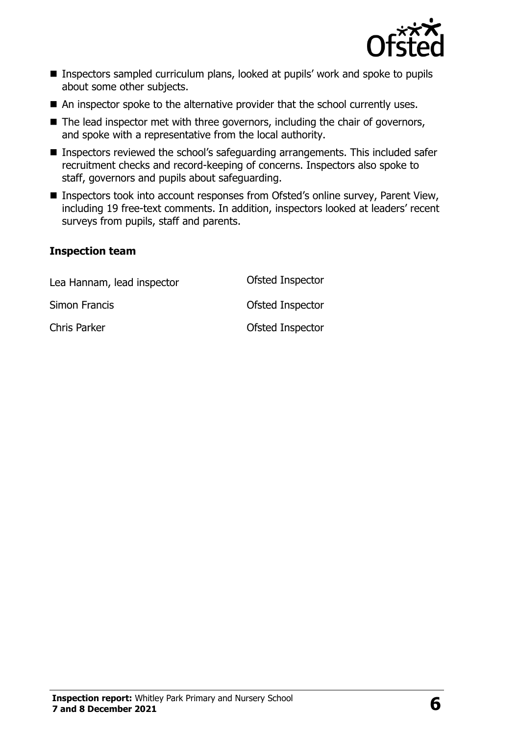- Inspectors sampled curriculum plans, looked at pupils' work and spoke to pupils about some other subjects.
- An inspector spoke to the alternative provider that the school currently uses.
- The lead inspector met with three governors, including the chair of governors, and spoke with a representative from the local authority.
- Inspectors reviewed the school's safeguarding arrangements. This included safer recruitment checks and record-keeping of concerns. Inspectors also spoke to staff, governors and pupils about safeguarding.
- Inspectors took into account responses from Ofsted's online survey, Parent View, including 19 free-text comments. In addition, inspectors looked at leaders' recent surveys from pupils, staff and parents.

### Inspection team

| | |
|---|---|
| Lea Hannam, lead inspector | Ofsted Inspector |
| Simon Francis | Ofsted Inspector |
| Chris Parker | Ofsted Inspector |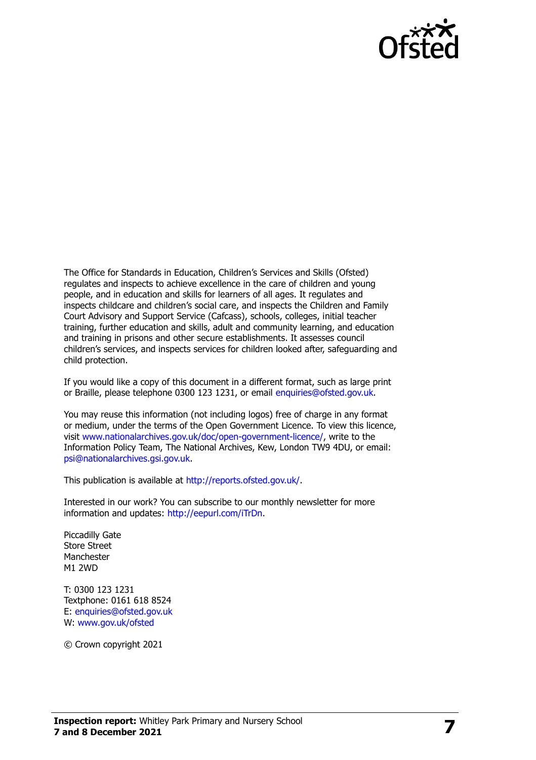The Office for Standards in Education, Children's Services and Skills (Ofsted) regulates and inspects to achieve excellence in the care of children and young people, and in education and skills for learners of all ages. It regulates and inspects childcare and children's social care, and inspects the Children and Family Court Advisory and Support Service (Cafcass), schools, colleges, initial teacher training, further education and skills, adult and community learning, and education and training in prisons and other secure establishments. It assesses council children's services, and inspects services for children looked after, safeguarding and child protection.

If you would like a copy of this document in a different format, such as large print or Braille, please telephone 0300 123 1231, or email enquiries@ofsted.gov.uk.

You may reuse this information (not including logos) free of charge in any format or medium, under the terms of the Open Government Licence. To view this licence, visit www.nationalarchives.gov.uk/doc/open-government-licence/, write to the Information Policy Team, The National Archives, Kew, London TW9 4DU, or email: psi@nationalarchives.gsi.gov.uk.

This publication is available at http://reports.ofsted.gov.uk/.

Interested in our work? You can subscribe to our monthly newsletter for more information and updates: http://eepurl.com/iTrDn.

Piccadilly Gate
Store Street
Manchester
M1 2WD

T: 0300 123 1231
Textphone: 0161 618 8524
E: enquiries@ofsted.gov.uk
W: www.gov.uk/ofsted

© Crown copyright 2021